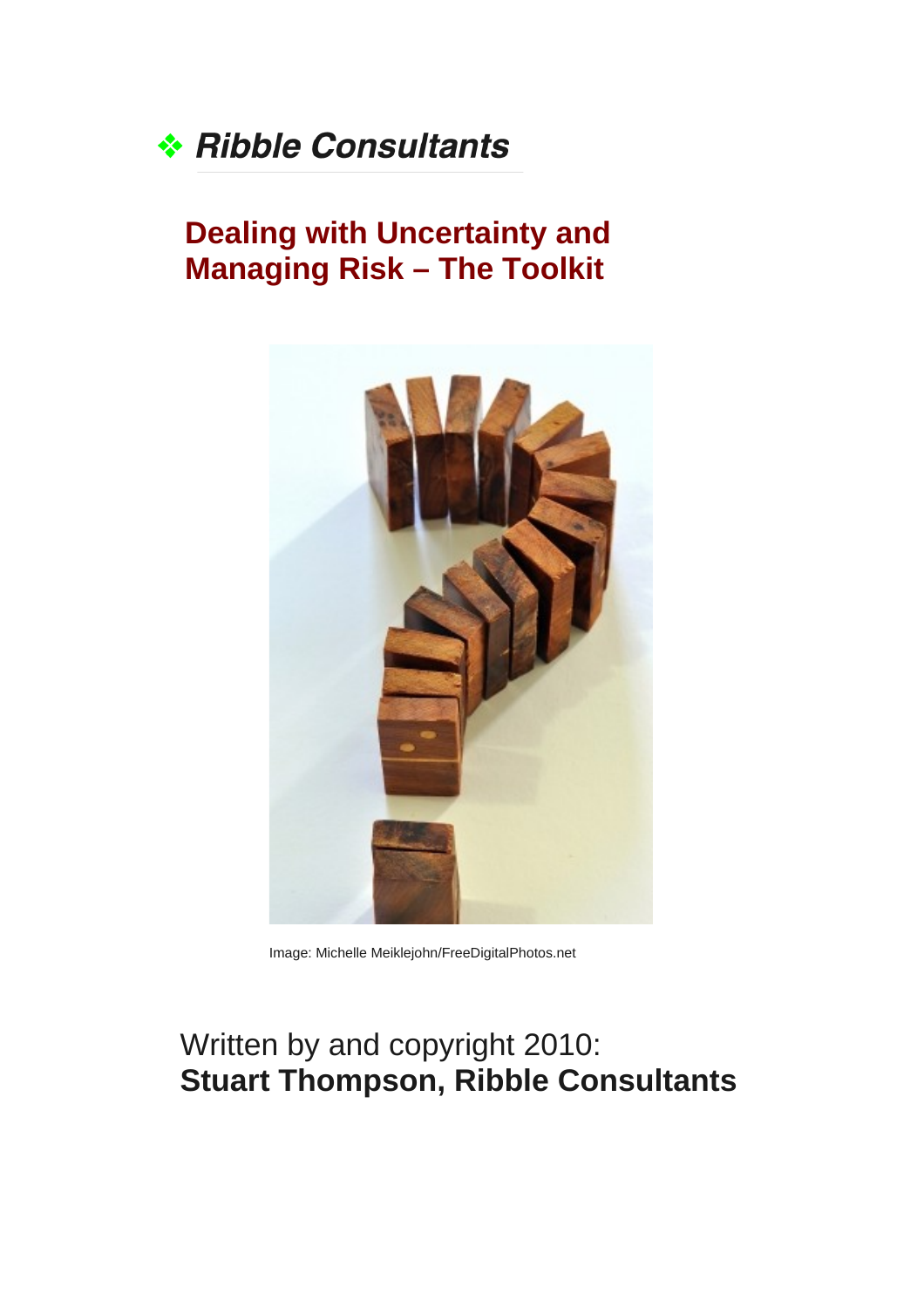❖ ***Ribble Consultants***

# Dealing with Uncertainty and Managing Risk – The Toolkit

Image: Michelle Meiklejohn/FreeDigitalPhotos.net

Written by and copyright 2010:
**Stuart Thompson, Ribble Consultants**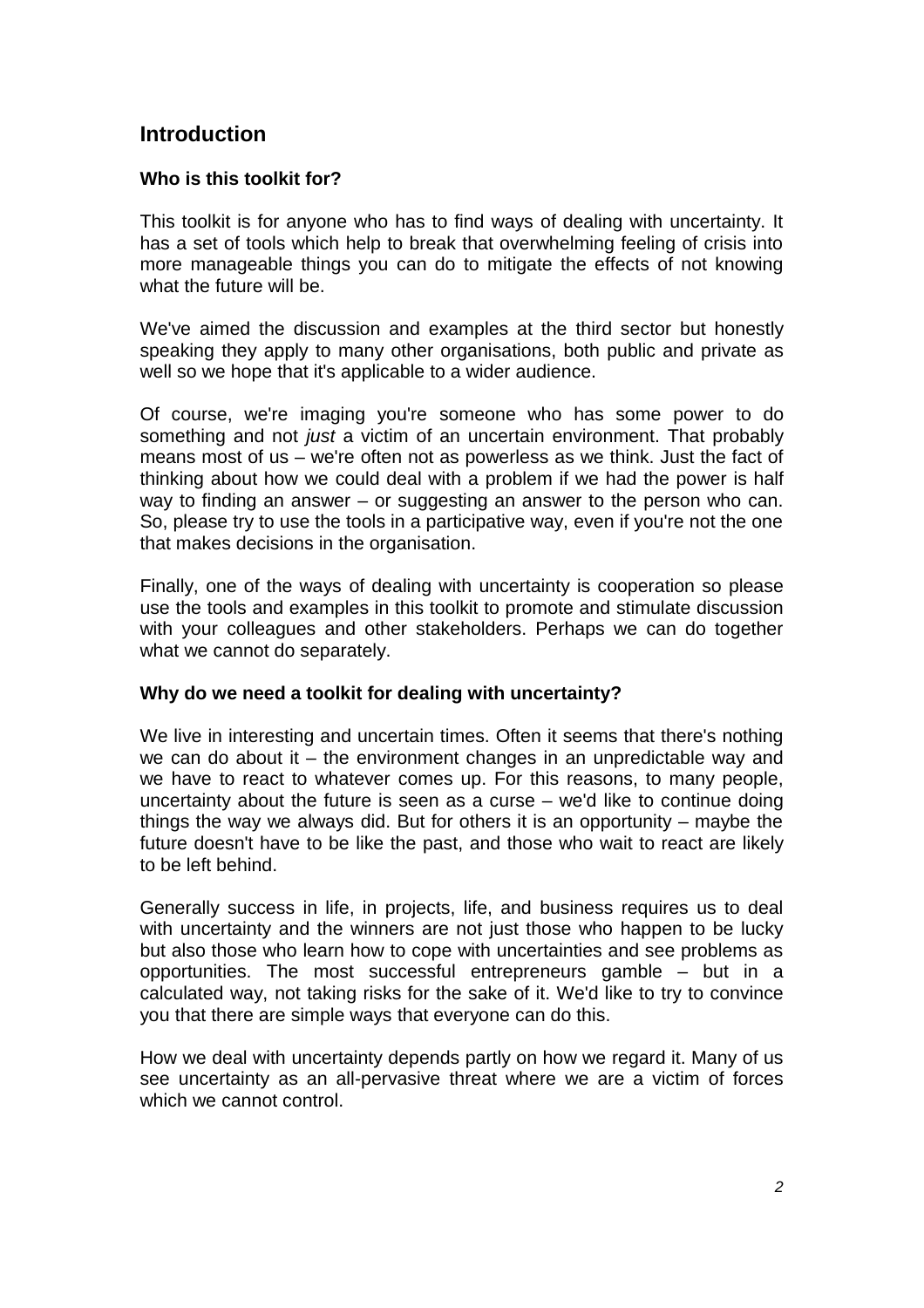## Introduction

### Who is this toolkit for?

This toolkit is for anyone who has to find ways of dealing with uncertainty. It has a set of tools which help to break that overwhelming feeling of crisis into more manageable things you can do to mitigate the effects of not knowing what the future will be.

We've aimed the discussion and examples at the third sector but honestly speaking they apply to many other organisations, both public and private as well so we hope that it's applicable to a wider audience.

Of course, we're imaging you're someone who has some power to do something and not *just* a victim of an uncertain environment. That probably means most of us – we're often not as powerless as we think. Just the fact of thinking about how we could deal with a problem if we had the power is half way to finding an answer – or suggesting an answer to the person who can. So, please try to use the tools in a participative way, even if you're not the one that makes decisions in the organisation.

Finally, one of the ways of dealing with uncertainty is cooperation so please use the tools and examples in this toolkit to promote and stimulate discussion with your colleagues and other stakeholders. Perhaps we can do together what we cannot do separately.

### Why do we need a toolkit for dealing with uncertainty?

We live in interesting and uncertain times. Often it seems that there's nothing we can do about it – the environment changes in an unpredictable way and we have to react to whatever comes up. For this reasons, to many people, uncertainty about the future is seen as a curse – we'd like to continue doing things the way we always did. But for others it is an opportunity – maybe the future doesn't have to be like the past, and those who wait to react are likely to be left behind.

Generally success in life, in projects, life, and business requires us to deal with uncertainty and the winners are not just those who happen to be lucky but also those who learn how to cope with uncertainties and see problems as opportunities. The most successful entrepreneurs gamble – but in a calculated way, not taking risks for the sake of it. We'd like to try to convince you that there are simple ways that everyone can do this.

How we deal with uncertainty depends partly on how we regard it. Many of us see uncertainty as an all-pervasive threat where we are a victim of forces which we cannot control.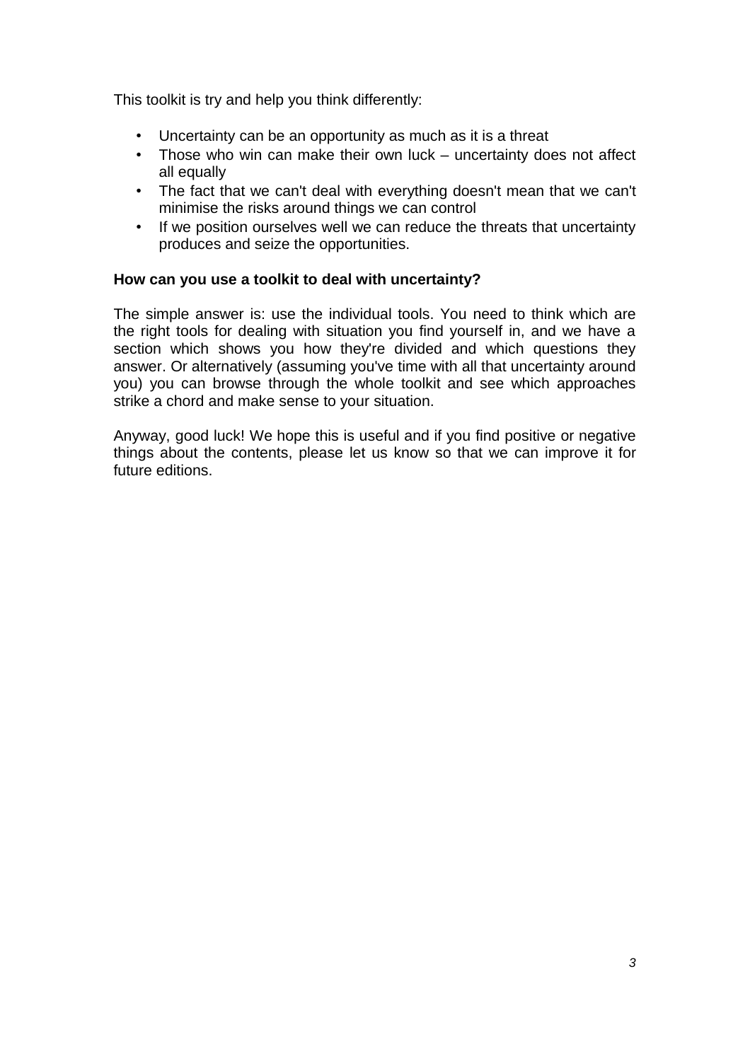This toolkit is try and help you think differently:

- Uncertainty can be an opportunity as much as it is a threat
- Those who win can make their own luck – uncertainty does not affect all equally
- The fact that we can't deal with everything doesn't mean that we can't minimise the risks around things we can control
- If we position ourselves well we can reduce the threats that uncertainty produces and seize the opportunities.

**How can you use a toolkit to deal with uncertainty?**

The simple answer is: use the individual tools. You need to think which are the right tools for dealing with situation you find yourself in, and we have a section which shows you how they're divided and which questions they answer. Or alternatively (assuming you've time with all that uncertainty around you) you can browse through the whole toolkit and see which approaches strike a chord and make sense to your situation.

Anyway, good luck! We hope this is useful and if you find positive or negative things about the contents, please let us know so that we can improve it for future editions.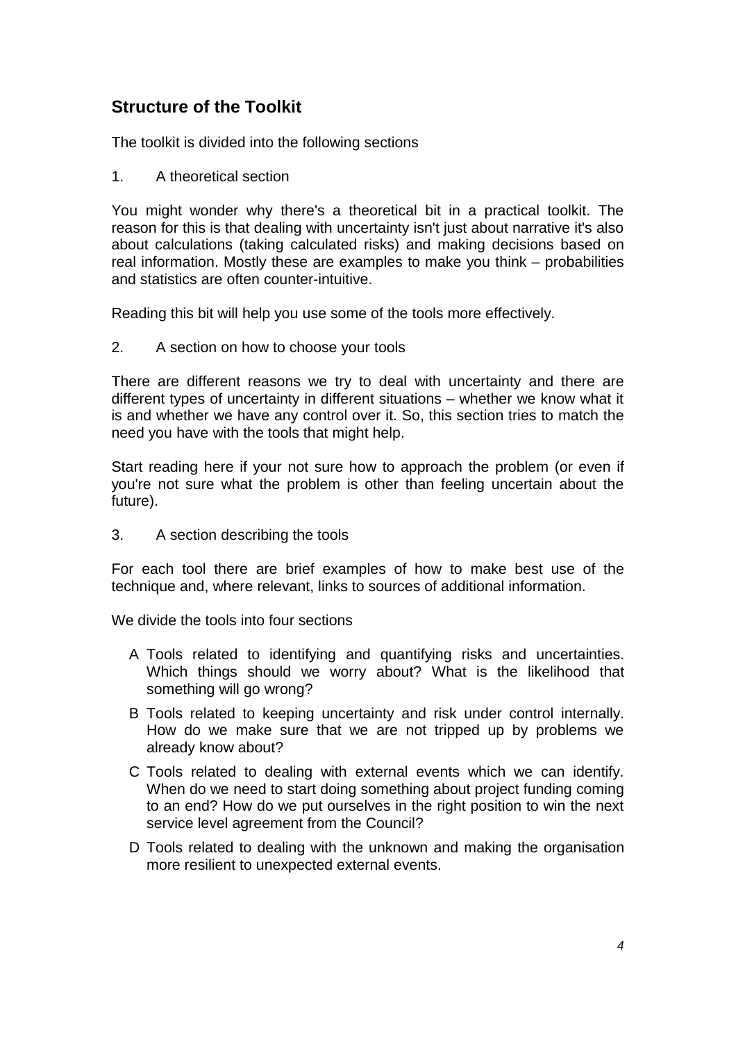## Structure of the Toolkit

The toolkit is divided into the following sections

1. A theoretical section

You might wonder why there's a theoretical bit in a practical toolkit. The reason for this is that dealing with uncertainty isn't just about narrative it's also about calculations (taking calculated risks) and making decisions based on real information. Mostly these are examples to make you think – probabilities and statistics are often counter-intuitive.

Reading this bit will help you use some of the tools more effectively.

2. A section on how to choose your tools

There are different reasons we try to deal with uncertainty and there are different types of uncertainty in different situations – whether we know what it is and whether we have any control over it. So, this section tries to match the need you have with the tools that might help.

Start reading here if your not sure how to approach the problem (or even if you're not sure what the problem is other than feeling uncertain about the future).

3. A section describing the tools

For each tool there are brief examples of how to make best use of the technique and, where relevant, links to sources of additional information.

We divide the tools into four sections

- A Tools related to identifying and quantifying risks and uncertainties. Which things should we worry about? What is the likelihood that something will go wrong?
- B Tools related to keeping uncertainty and risk under control internally. How do we make sure that we are not tripped up by problems we already know about?
- C Tools related to dealing with external events which we can identify. When do we need to start doing something about project funding coming to an end? How do we put ourselves in the right position to win the next service level agreement from the Council?
- D Tools related to dealing with the unknown and making the organisation more resilient to unexpected external events.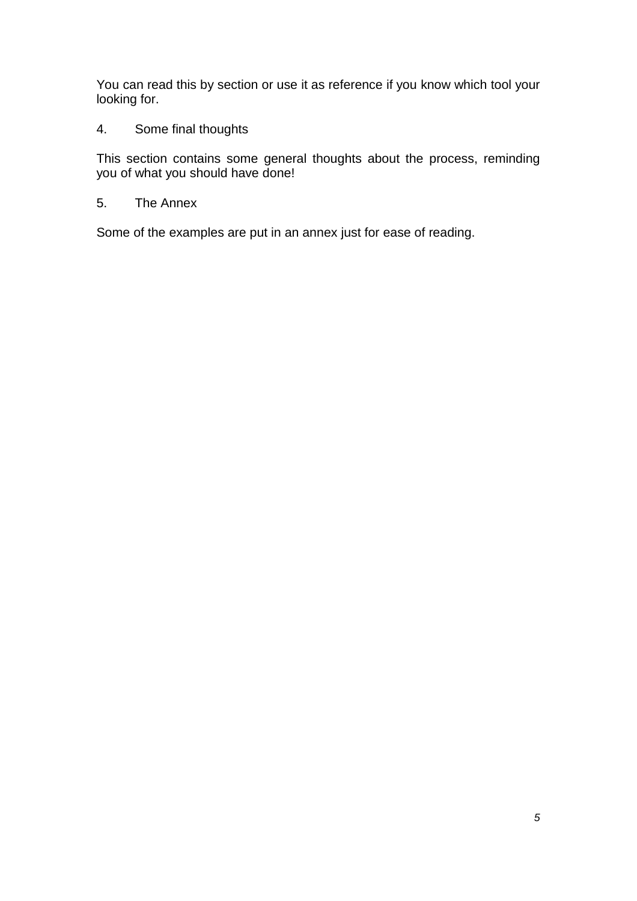You can read this by section or use it as reference if you know which tool your looking for.

4. Some final thoughts

This section contains some general thoughts about the process, reminding you of what you should have done!

5. The Annex

Some of the examples are put in an annex just for ease of reading.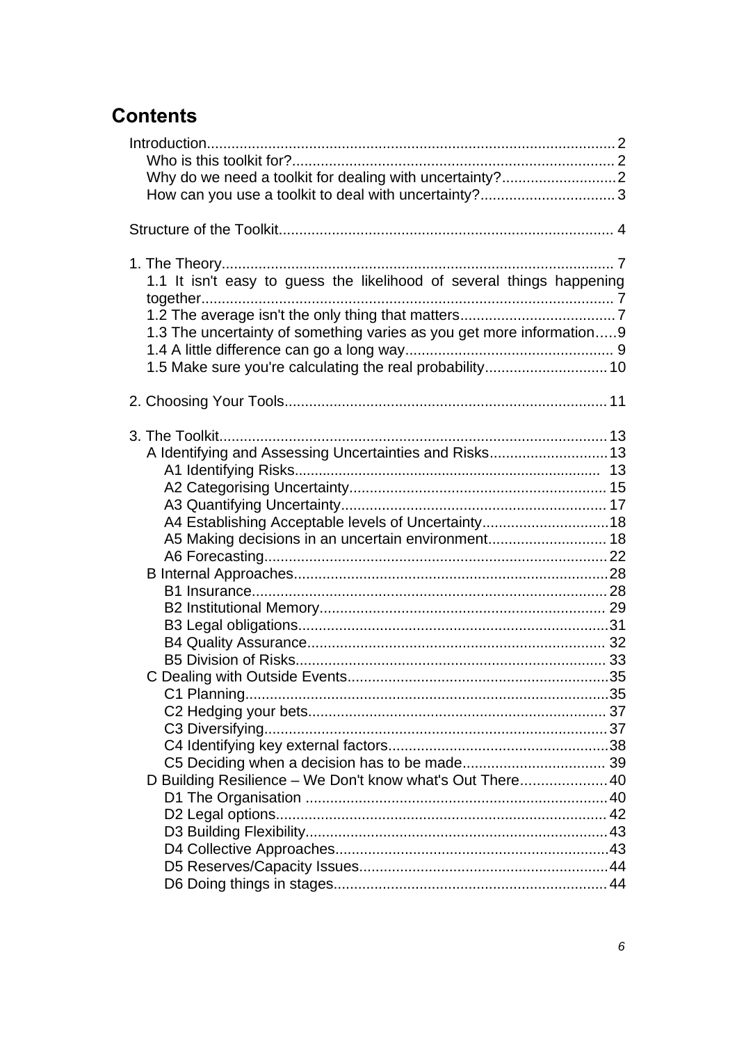## Contents

Introduction........................................................................................................2
- Who is this toolkit for?.................................................................................2
- Why do we need a toolkit for dealing with uncertainty?.............................2
- How can you use a toolkit to deal with uncertainty?..................................3

Structure of the Toolkit......................................................................................4

1. The Theory.....................................................................................................7
   - 1.1 It isn't easy to guess the likelihood of several things happening together.........................................................................................................7
   - 1.2 The average isn't the only thing that matters.........................................7
   - 1.3 The uncertainty of something varies as you get more information.....9
   - 1.4 A little difference can go a long way.......................................................9
   - 1.5 Make sure you're calculating the real probability..................................10

2. Choosing Your Tools.....................................................................................11

3. The Toolkit.....................................................................................................13
   - A Identifying and Assessing Uncertainties and Risks.................................13
     - A1 Identifying Risks..................................................................................13
     - A2 Categorising Uncertainty.....................................................................15
     - A3 Quantifying Uncertainty.......................................................................17
     - A4 Establishing Acceptable levels of Uncertainty.....................................18
     - A5 Making decisions in an uncertain environment....................................18
     - A6 Forecasting..........................................................................................22
   - B Internal Approaches.................................................................................28
     - B1 Insurance.............................................................................................28
     - B2 Institutional Memory............................................................................29
     - B3 Legal obligations..................................................................................31
     - B4 Quality Assurance................................................................................32
     - B5 Division of Risks...................................................................................33
   - C Dealing with Outside Events....................................................................35
     - C1 Planning...............................................................................................35
     - C2 Hedging your bets................................................................................37
     - C3 Diversifying..........................................................................................37
     - C4 Identifying key external factors............................................................38
     - C5 Deciding when a decision has to be made...........................................39
   - D Building Resilience – We Don't know what's Out There..........................40
     - D1 The Organisation .................................................................................40
     - D2 Legal options........................................................................................42
     - D3 Building Flexibility.................................................................................43
     - D4 Collective Approaches..........................................................................43
     - D5 Reserves/Capacity Issues....................................................................44
     - D6 Doing things in stages..........................................................................44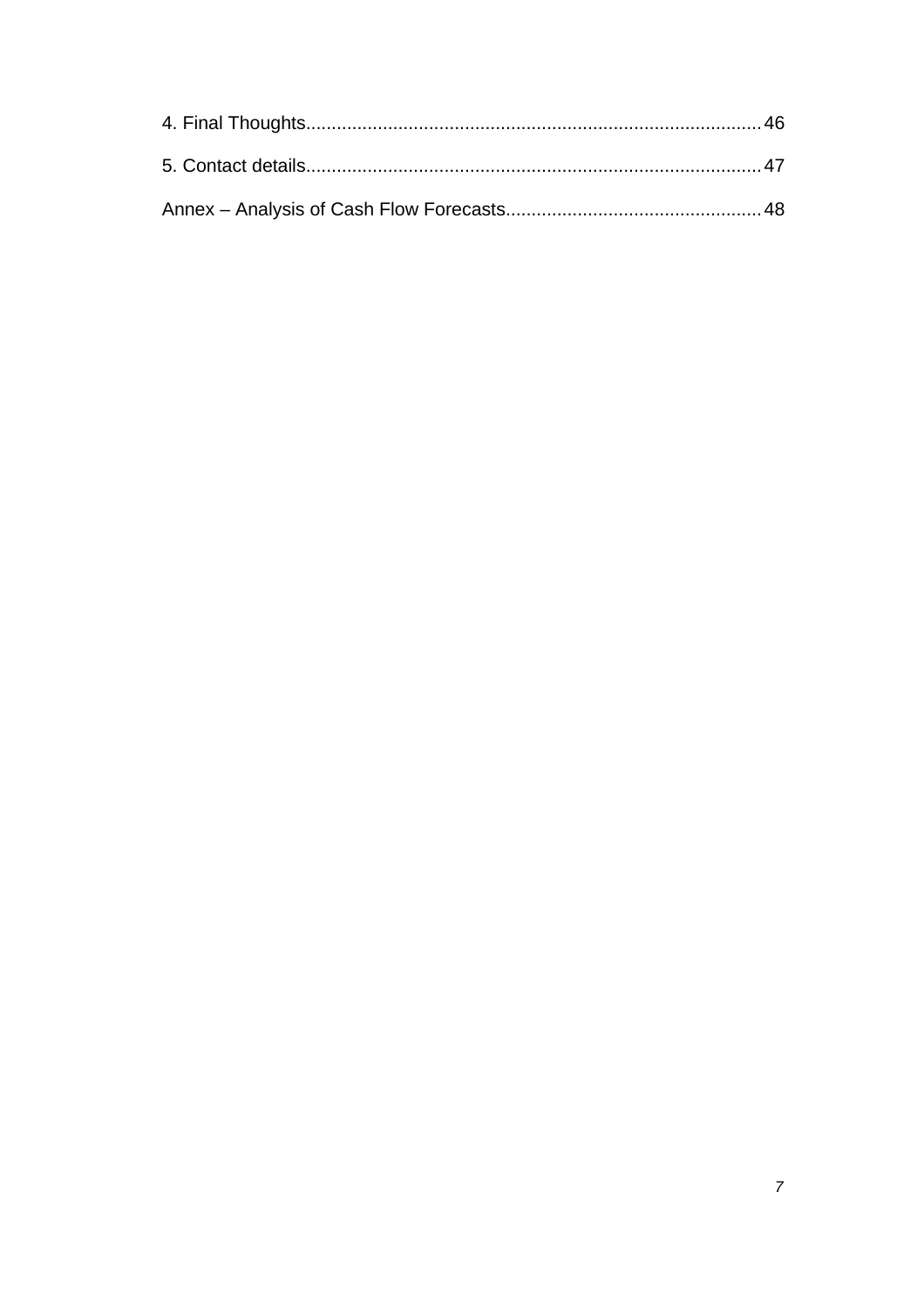4. Final Thoughts........................................................................................46

5. Contact details........................................................................................47

Annex – Analysis of Cash Flow Forecasts..................................................48